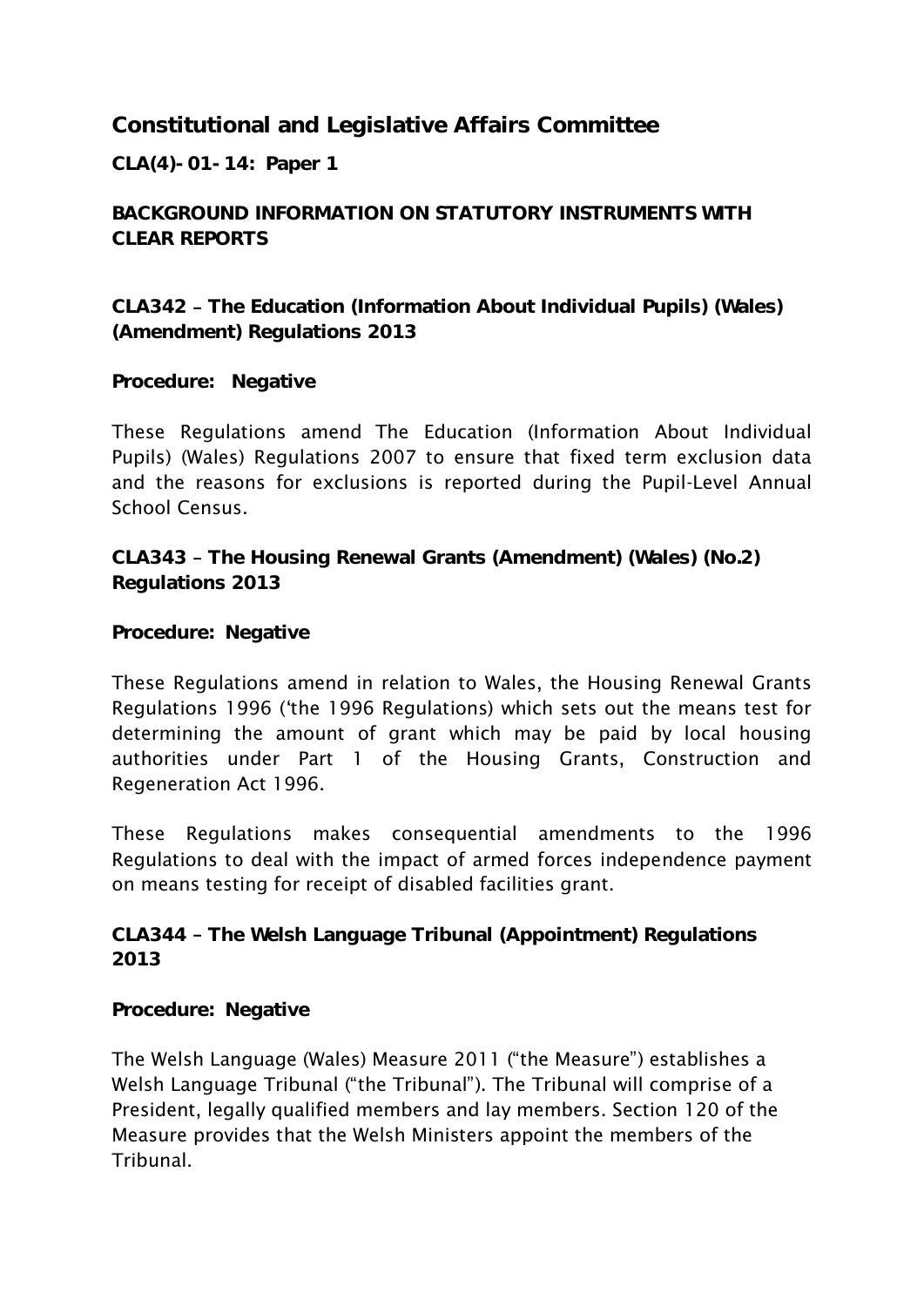## Constitutional and Legislative Affairs Committee

**CLA(4)-01-14: Paper 1**

**BACKGROUND INFORMATION ON STATUTORY INSTRUMENTS WITH CLEAR REPORTS**

**CLA342 – The Education (Information About Individual Pupils) (Wales) (Amendment) Regulations 2013**

**Procedure: Negative**

These Regulations amend The Education (Information About Individual Pupils) (Wales) Regulations 2007 to ensure that fixed term exclusion data and the reasons for exclusions is reported during the Pupil-Level Annual School Census.

**CLA343 – The Housing Renewal Grants (Amendment) (Wales) (No.2) Regulations 2013**

**Procedure: Negative**

These Regulations amend in relation to Wales, the Housing Renewal Grants Regulations 1996 ('the 1996 Regulations) which sets out the means test for determining the amount of grant which may be paid by local housing authorities under Part 1 of the Housing Grants, Construction and Regeneration Act 1996.

These Regulations makes consequential amendments to the 1996 Regulations to deal with the impact of armed forces independence payment on means testing for receipt of disabled facilities grant.

**CLA344 – The Welsh Language Tribunal (Appointment) Regulations 2013**

**Procedure: Negative**

The Welsh Language (Wales) Measure 2011 ("the Measure") establishes a Welsh Language Tribunal ("the Tribunal"). The Tribunal will comprise of a President, legally qualified members and lay members. Section 120 of the Measure provides that the Welsh Ministers appoint the members of the Tribunal.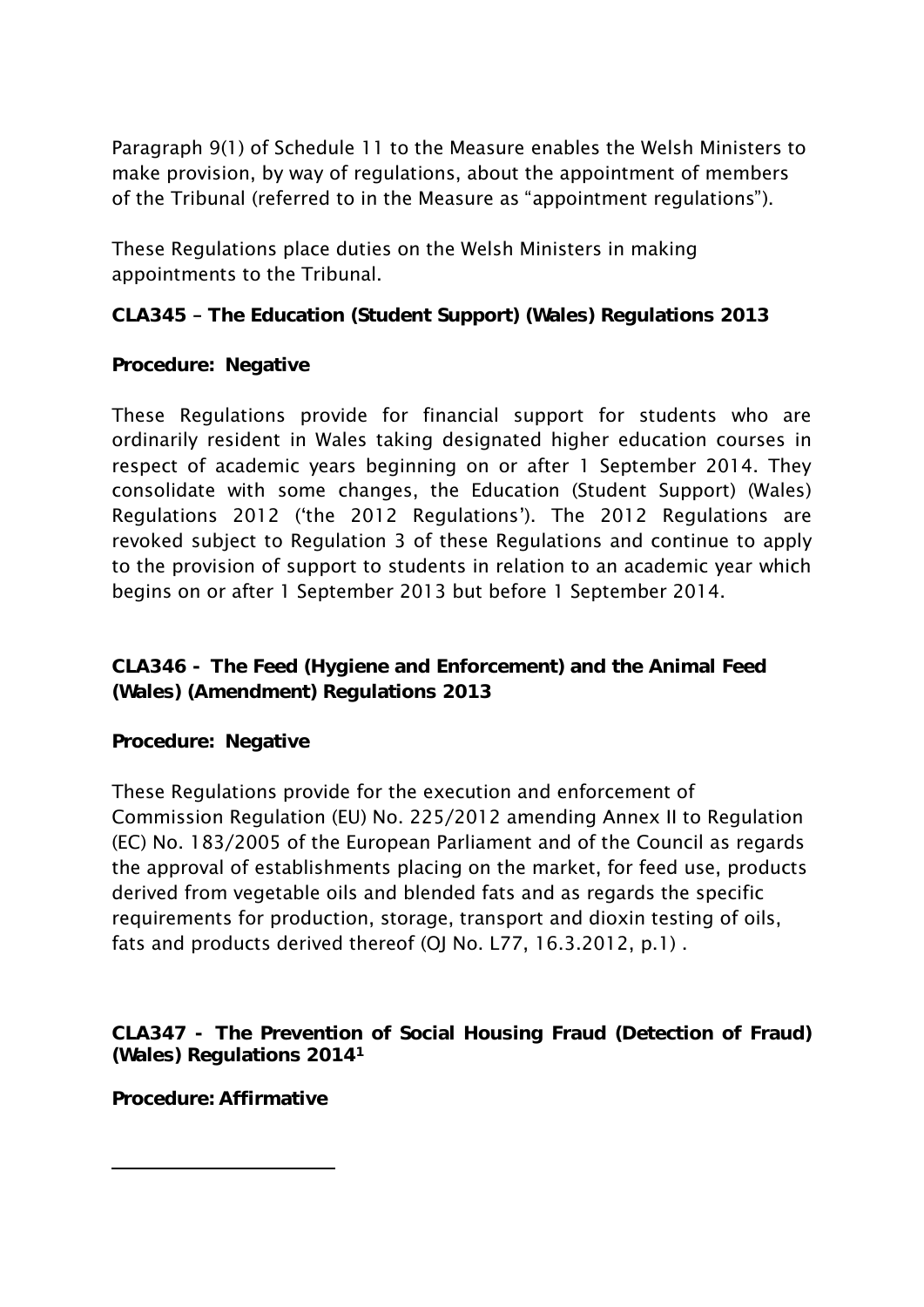Paragraph 9(1) of Schedule 11 to the Measure enables the Welsh Ministers to make provision, by way of regulations, about the appointment of members of the Tribunal (referred to in the Measure as "appointment regulations").

These Regulations place duties on the Welsh Ministers in making appointments to the Tribunal.

**CLA345 – The Education (Student Support) (Wales) Regulations 2013**

**Procedure: Negative**

These Regulations provide for financial support for students who are ordinarily resident in Wales taking designated higher education courses in respect of academic years beginning on or after 1 September 2014. They consolidate with some changes, the Education (Student Support) (Wales) Regulations 2012 ('the 2012 Regulations'). The 2012 Regulations are revoked subject to Regulation 3 of these Regulations and continue to apply to the provision of support to students in relation to an academic year which begins on or after 1 September 2013 but before 1 September 2014.

**CLA346 - The Feed (Hygiene and Enforcement) and the Animal Feed (Wales) (Amendment) Regulations 2013**

**Procedure: Negative**

These Regulations provide for the execution and enforcement of Commission Regulation (EU) No. 225/2012 amending Annex II to Regulation (EC) No. 183/2005 of the European Parliament and of the Council as regards the approval of establishments placing on the market, for feed use, products derived from vegetable oils and blended fats and as regards the specific requirements for production, storage, transport and dioxin testing of oils, fats and products derived thereof (OJ No. L77, 16.3.2012, p.1) .

**CLA347 - The Prevention of Social Housing Fraud (Detection of Fraud) (Wales) Regulations 2014[1]**

**Procedure: Affirmative**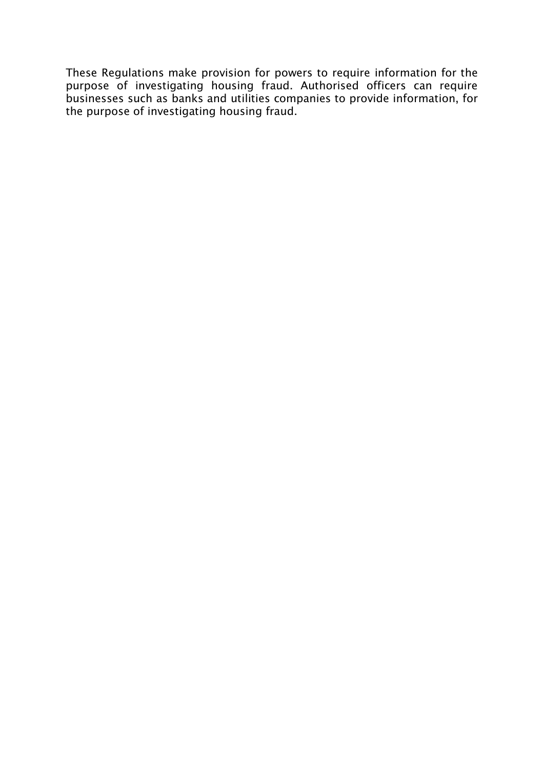These Regulations make provision for powers to require information for the purpose of investigating housing fraud. Authorised officers can require businesses such as banks and utilities companies to provide information, for the purpose of investigating housing fraud.